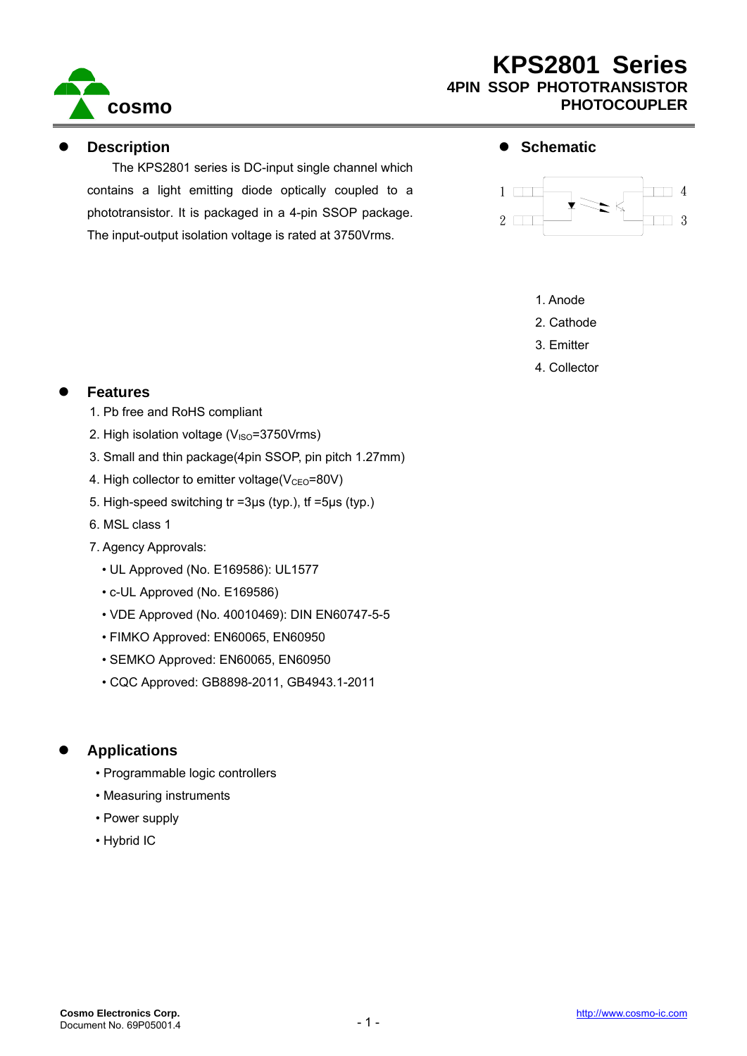# KPS2801 Series

## 4PIN SSOP PHOTOTRANSISTOR PHOTOCOUPLER

## Description

The KPS2801 series is DC-input single channel which contains a light emitting diode optically coupled to a phototransistor. It is packaged in a 4-pin SSOP package. The input-output isolation voltage is rated at 3750Vrms.

## Schematic

1. Anode
2. Cathode
3. Emitter
4. Collector

## Features

1. Pb free and RoHS compliant
2. High isolation voltage ($V_{ISO}$=3750Vrms)
3. Small and thin package(4pin SSOP, pin pitch 1.27mm)
4. High collector to emitter voltage($V_{CEO}$=80V)
5. High-speed switching tr =3μs (typ.), tf =5μs (typ.)
6. MSL class 1
7. Agency Approvals:
   - UL Approved (No. E169586): UL1577
   - c-UL Approved (No. E169586)
   - VDE Approved (No. 40010469): DIN EN60747-5-5
   - FIMKO Approved: EN60065, EN60950
   - SEMKO Approved: EN60065, EN60950
   - CQC Approved: GB8898-2011, GB4943.1-2011

## Applications

- Programmable logic controllers
- Measuring instruments
- Power supply
- Hybrid IC

Cosmo Electronics Corp.
Document No. 69P05001.4

http://www.cosmo-ic.com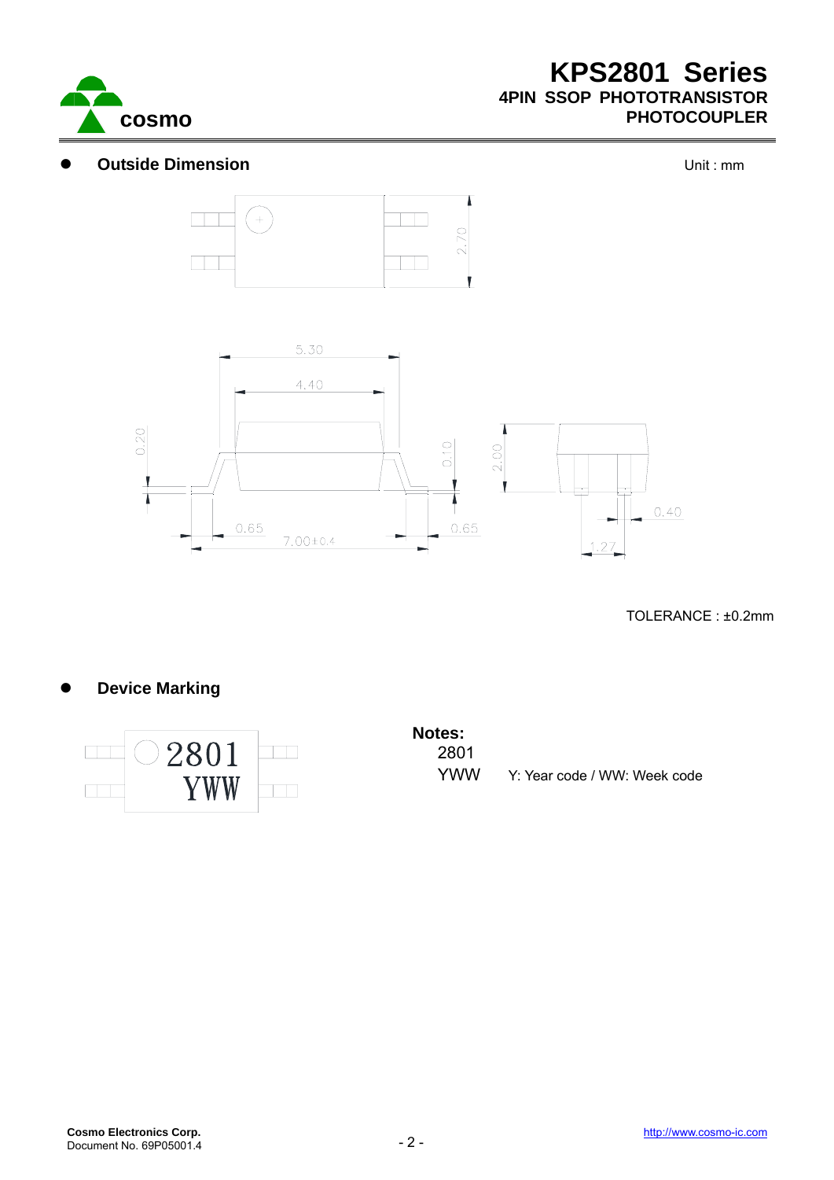## Outside Dimension

Unit : mm

2.70

5.30

4.40

0.20

0.10

2.00

0.65

7.00±0.4

0.65

0.40

1.27

TOLERANCE : ±0.2mm

## Device Marking

2801
YWW

**Notes:**

2801

YWW　　Y: Year code / WW: Week code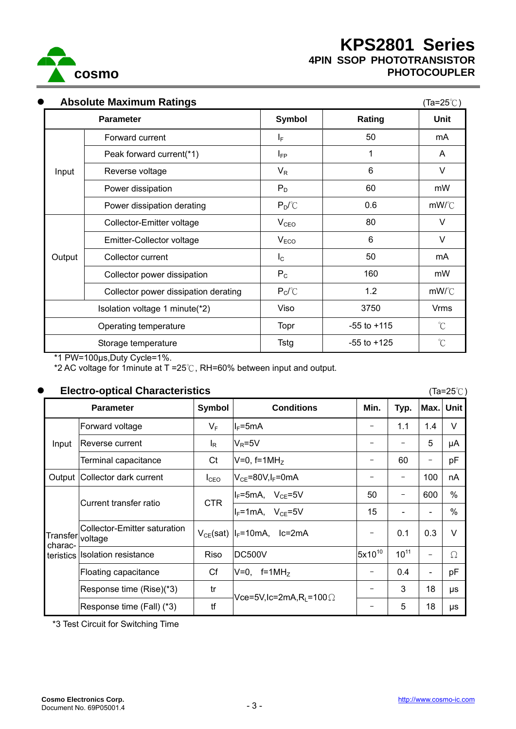# KPS2801 Series

## 4PIN SSOP PHOTOTRANSISTOR PHOTOCOUPLER

### ● Absolute Maximum Ratings

(Ta=25℃)

| Parameter | | Symbol | Rating | Unit |
|---|---|---|---|---|
| Input | Forward current | $I_F$ | 50 | mA |
| | Peak forward current(*1) | $I_{FP}$ | 1 | A |
| | Reverse voltage | $V_R$ | 6 | V |
| | Power dissipation | $P_D$ | 60 | mW |
| | Power dissipation derating | $P_D$/℃ | 0.6 | mW/℃ |
| Output | Collector-Emitter voltage | $V_{CEO}$ | 80 | V |
| | Emitter-Collector voltage | $V_{ECO}$ | 6 | V |
| | Collector current | $I_C$ | 50 | mA |
| | Collector power dissipation | $P_C$ | 160 | mW |
| | Collector power dissipation derating | $P_C$/℃ | 1.2 | mW/℃ |
| Isolation voltage 1 minute(*2) | | Viso | 3750 | Vrms |
| Operating temperature | | Topr | -55 to +115 | ℃ |
| Storage temperature | | Tstg | -55 to +125 | ℃ |

*1 PW=100μs,Duty Cycle=1%.
*2 AC voltage for 1minute at T =25℃, RH=60% between input and output.

### ● Electro-optical Characteristics

(Ta=25℃)

| Parameter | | Symbol | Conditions | Min. | Typ. | Max. | Unit |
|---|---|---|---|---|---|---|---|
| Input | Forward voltage | $V_F$ | $I_F$=5mA | − | 1.1 | 1.4 | V |
| | Reverse current | $I_R$ | $V_R$=5V | − | − | 5 | μA |
| | Terminal capacitance | Ct | V=0, f=1MHz | − | 60 | − | pF |
| Output | Collector dark current | $I_{CEO}$ | $V_{CE}$=80V,$I_F$=0mA | − | − | 100 | nA |
| Transfer characteristics | Current transfer ratio | CTR | $I_F$=5mA, $V_{CE}$=5V | 50 | − | 600 | % |
| | | | $I_F$=1mA, $V_{CE}$=5V | 15 | - | - | % |
| | Collector-Emitter saturation voltage | $V_{CE}$(sat) | $I_F$=10mA, Ic=2mA | − | 0.1 | 0.3 | V |
| | Isolation resistance | Riso | DC500V | $5x10^{10}$ | $10^{11}$ | − | Ω |
| | Floating capacitance | Cf | V=0, f=1MHz | − | 0.4 | - | pF |
| | Response time (Rise)(*3) | tr | Vce=5V,Ic=2mA,$R_L$=100Ω | − | 3 | 18 | μs |
| | Response time (Fall) (*3) | tf | | − | 5 | 18 | μs |

*3 Test Circuit for Switching Time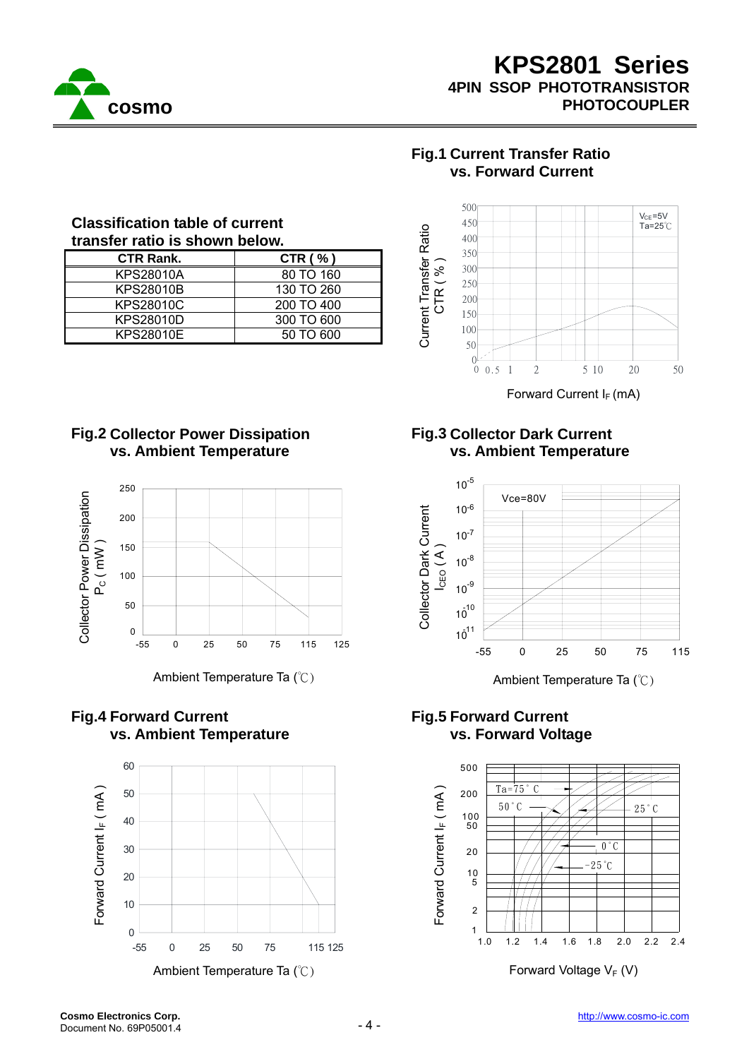## Classification table of current transfer ratio is shown below.

| CTR Rank. | CTR ( % ) |
|---|---|
| KPS28010A | 80 TO 160 |
| KPS28010B | 130 TO 260 |
| KPS28010C | 200 TO 400 |
| KPS28010D | 300 TO 600 |
| KPS28010E | 50 TO 600 |

## Fig.1 Current Transfer Ratio vs. Forward Current

$V_{CE}$=5V
Ta=25℃

Current Transfer Ratio CTR ( % )

Forward Current $I_F$ (mA)

## Fig.2 Collector Power Dissipation vs. Ambient Temperature

Collector Power Dissipation $P_C$ ( mW )

Ambient Temperature Ta (℃)

## Fig.3 Collector Dark Current vs. Ambient Temperature

Vce=80V

Collector Dark Current $I_{CEO}$ ( A )

Ambient Temperature Ta (℃)

## Fig.4 Forward Current vs. Ambient Temperature

Forward Current $I_F$ ( mA )

Ambient Temperature Ta (℃)

## Fig.5 Forward Current vs. Forward Voltage

Ta=75°C, 50°C, 25°C, 0°C, -25°C

Forward Current $I_F$ ( mA )

Forward Voltage $V_F$ (V)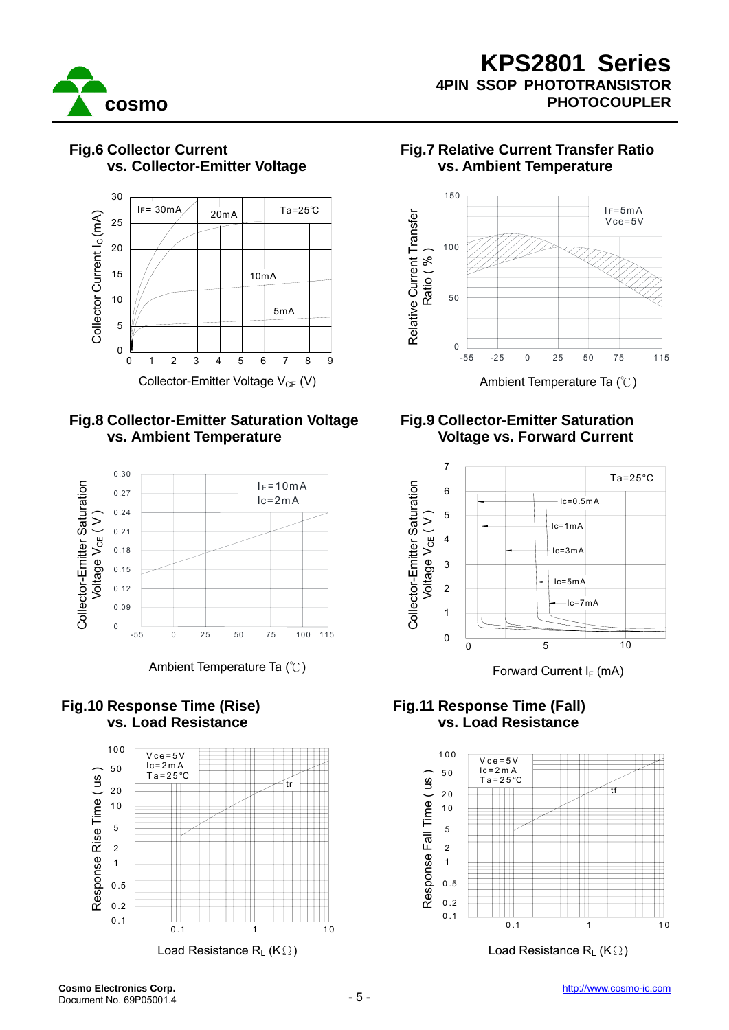### Fig.6 Collector Current vs. Collector-Emitter Voltage

Ta=25℃

$I_F$= 30mA, 20mA, 10mA, 5mA

Collector Current $I_C$ (mA)

Collector-Emitter Voltage $V_{CE}$ (V)

### Fig.7 Relative Current Transfer Ratio vs. Ambient Temperature

$I_F$=5mA
Vce=5V

Relative Current Transfer Ratio ( % )

Ambient Temperature Ta (℃)

### Fig.8 Collector-Emitter Saturation Voltage vs. Ambient Temperature

$I_F$=10mA
Ic=2mA

Collector-Emitter Saturation Voltage $V_{CE}$ ( V )

Ambient Temperature Ta (℃)

### Fig.9 Collector-Emitter Saturation Voltage vs. Forward Current

Ta=25°C

Ic=0.5mA, Ic=1mA, Ic=3mA, Ic=5mA, Ic=7mA

Collector-Emitter Saturation Voltage $V_{CE}$ ( V )

Forward Current $I_F$ (mA)

### Fig.10 Response Time (Rise) vs. Load Resistance

Vce=5V
Ic=2mA
Ta=25°C

tr

Response Rise Time ( us )

Load Resistance $R_L$ (KΩ)

### Fig.11 Response Time (Fall) vs. Load Resistance

Vce=5V
Ic=2mA
Ta=25°C

tf

Response Fall Time ( us )

Load Resistance $R_L$ (KΩ)

**Cosmo Electronics Corp.**
Document No. 69P05001.4

http://www.cosmo-ic.com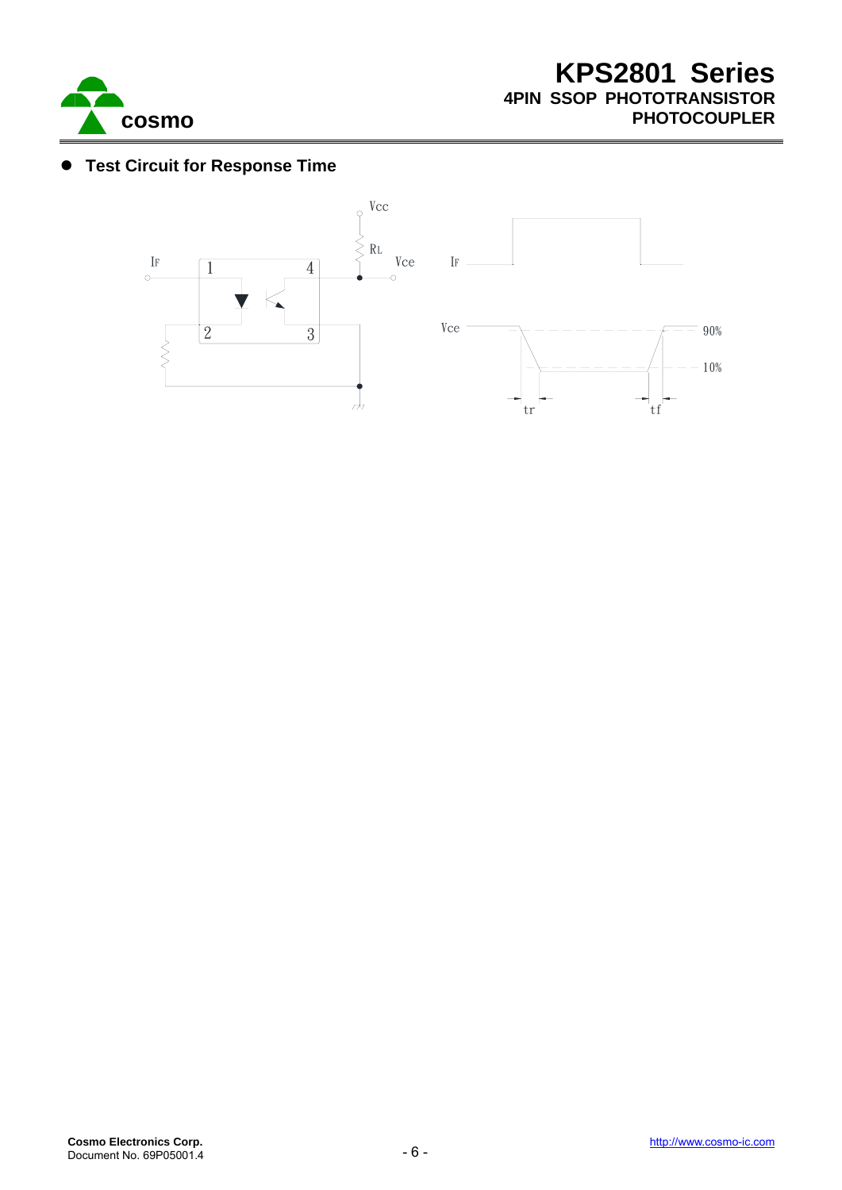- **Test Circuit for Response Time**

Vcc

RL

IF

Vce

1

4

2

3

IF

Vce

90%

10%

tr

tf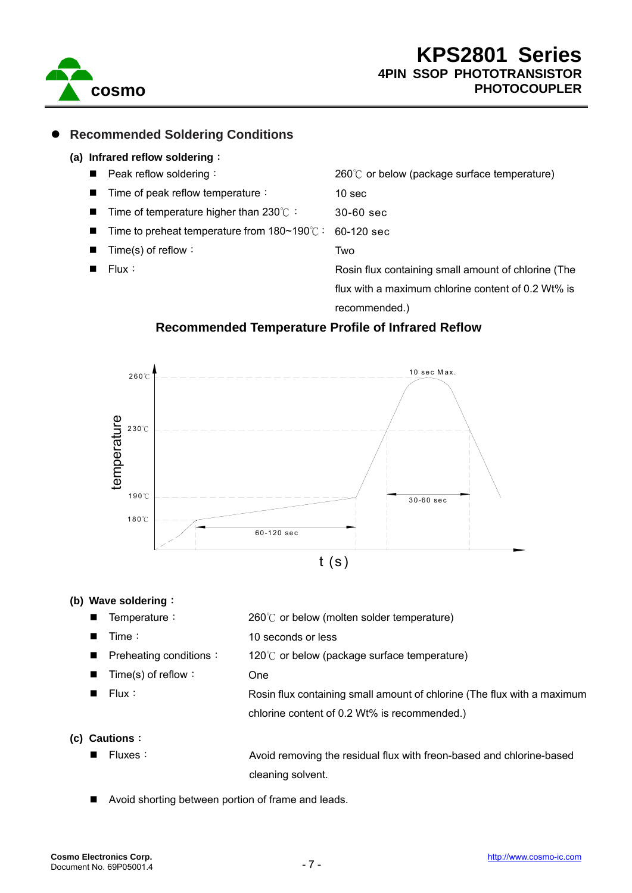## Recommended Soldering Conditions

**(a) Infrared reflow soldering：**

- Peak reflow soldering： 260℃ or below (package surface temperature)
- Time of peak reflow temperature： 10 sec
- Time of temperature higher than 230℃： 30-60 sec
- Time to preheat temperature from 180~190℃： 60-120 sec
- Time(s) of reflow： Two
- Flux： Rosin flux containing small amount of chlorine (The flux with a maximum chlorine content of 0.2 Wt% is recommended.)

**Recommended Temperature Profile of Infrared Reflow**

**(b) Wave soldering：**

- Temperature： 260℃ or below (molten solder temperature)
- Time： 10 seconds or less
- Preheating conditions： 120℃ or below (package surface temperature)
- Time(s) of reflow： One
- Flux： Rosin flux containing small amount of chlorine (The flux with a maximum chlorine content of 0.2 Wt% is recommended.)

**(c) Cautions：**

- Fluxes： Avoid removing the residual flux with freon-based and chlorine-based cleaning solvent.
- Avoid shorting between portion of frame and leads.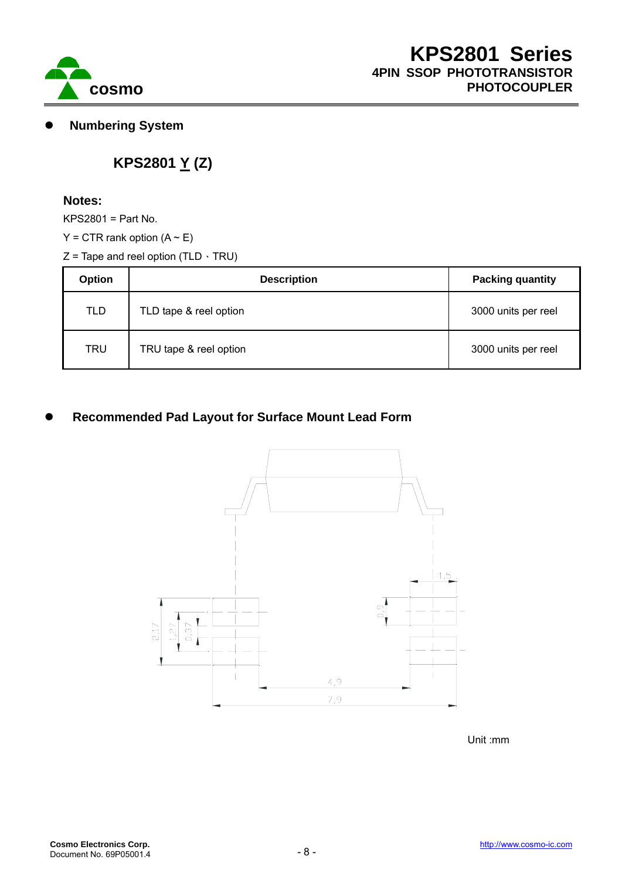## Numbering System

**KPS2801 Y (Z)**

**Notes:**

KPS2801 = Part No.

Y = CTR rank option (A ~ E)

Z = Tape and reel option (TLD、TRU)

| Option | Description | Packing quantity |
|---|---|---|
| TLD | TLD tape & reel option | 3000 units per reel |
| TRU | TRU tape & reel option | 3000 units per reel |

## Recommended Pad Layout for Surface Mount Lead Form

1,5

0,9

2,17

1,27

0,37

4,9

7,9

Unit :mm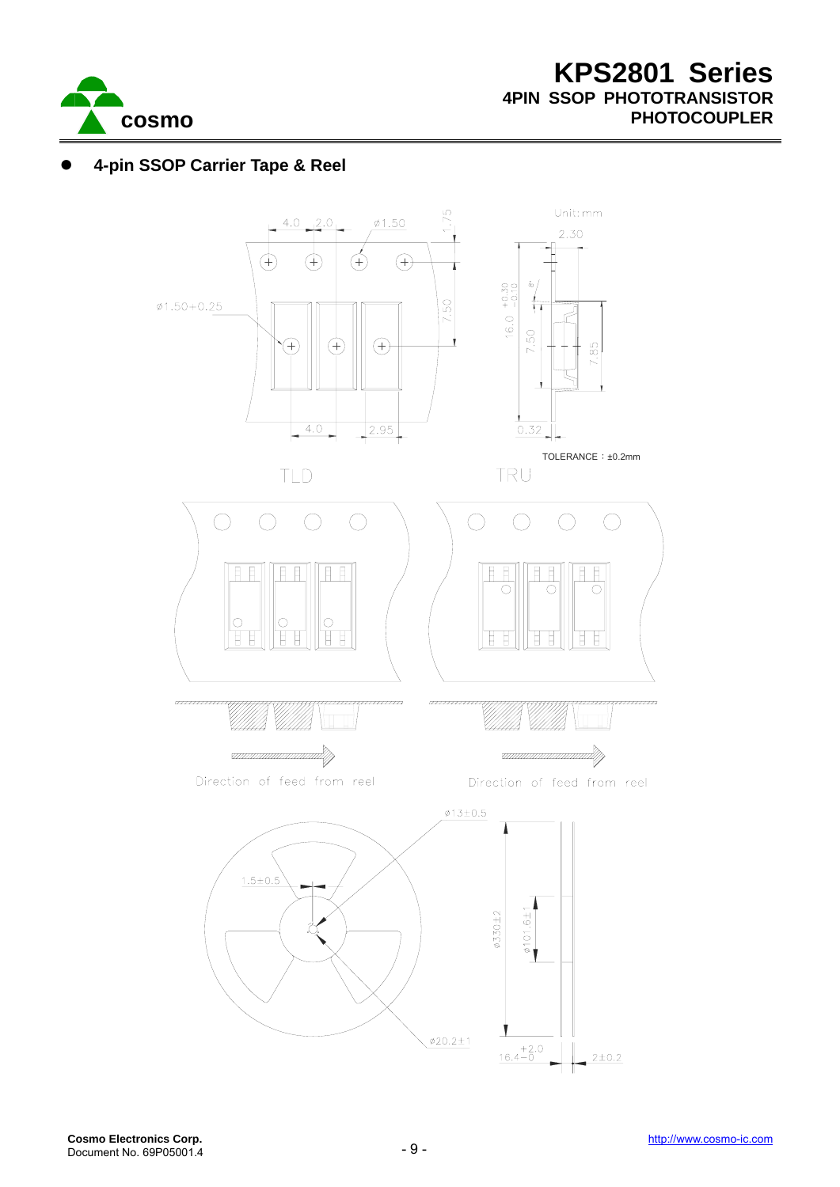- **4-pin SSOP Carrier Tape & Reel**

Unit: mm

4.0 2.0 ø1.50 1.75

ø1.50+0.25

7.50

2.30

16.0 +0.30/−0.10

7.50

7.85

4.0 2.95

0.32

TOLERANCE：±0.2mm

TLD

TRU

Direction of feed from reel

Direction of feed from reel

ø13±0.5

1.5±0.5

ø330±2

ø101.6±1

ø20.2±1

16.4 +2.0/−0

2±0.2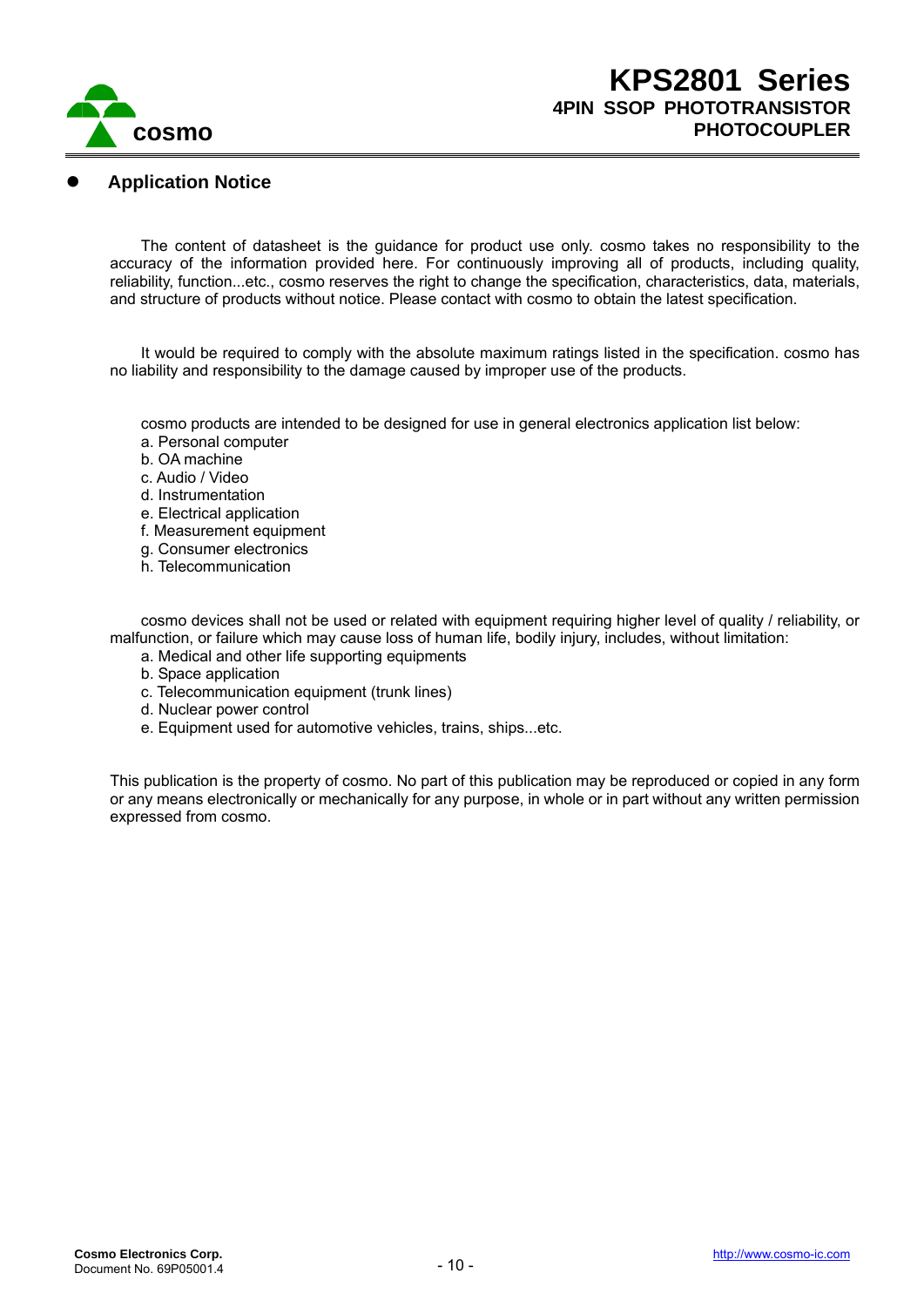## Application Notice

The content of datasheet is the guidance for product use only. cosmo takes no responsibility to the accuracy of the information provided here. For continuously improving all of products, including quality, reliability, function...etc., cosmo reserves the right to change the specification, characteristics, data, materials, and structure of products without notice. Please contact with cosmo to obtain the latest specification.

It would be required to comply with the absolute maximum ratings listed in the specification. cosmo has no liability and responsibility to the damage caused by improper use of the products.

cosmo products are intended to be designed for use in general electronics application list below:

a. Personal computer
b. OA machine
c. Audio / Video
d. Instrumentation
e. Electrical application
f. Measurement equipment
g. Consumer electronics
h. Telecommunication

cosmo devices shall not be used or related with equipment requiring higher level of quality / reliability, or malfunction, or failure which may cause loss of human life, bodily injury, includes, without limitation:

a. Medical and other life supporting equipments
b. Space application
c. Telecommunication equipment (trunk lines)
d. Nuclear power control
e. Equipment used for automotive vehicles, trains, ships...etc.

This publication is the property of cosmo. No part of this publication may be reproduced or copied in any form or any means electronically or mechanically for any purpose, in whole or in part without any written permission expressed from cosmo.